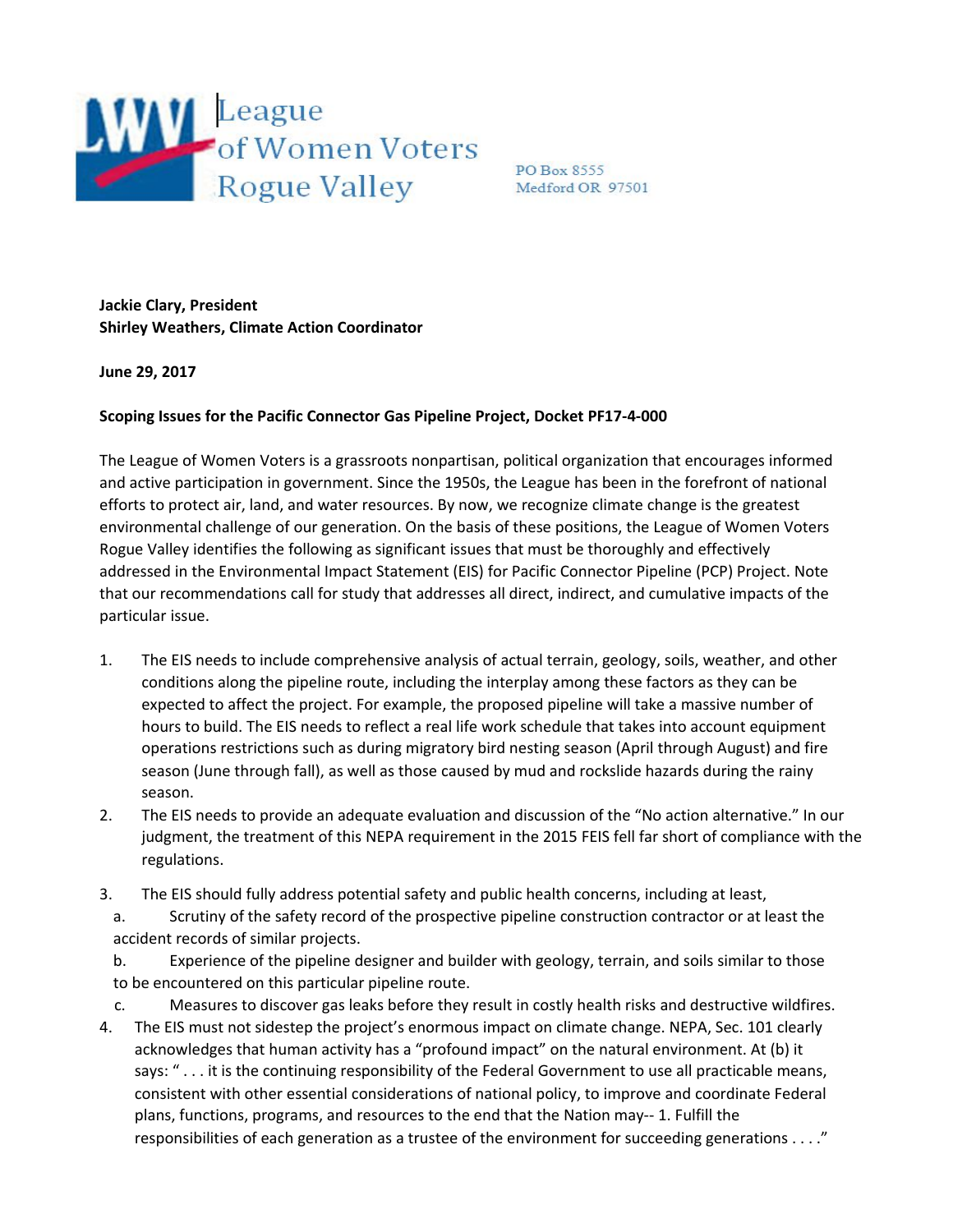League of Women Voters Rogue Valley

PO Box 8555
Medford OR 97501

**Jackie Clary, President**
**Shirley Weathers, Climate Action Coordinator**

**June 29, 2017**

**Scoping Issues for the Pacific Connector Gas Pipeline Project, Docket PF17-4-000**

The League of Women Voters is a grassroots nonpartisan, political organization that encourages informed and active participation in government. Since the 1950s, the League has been in the forefront of national efforts to protect air, land, and water resources. By now, we recognize climate change is the greatest environmental challenge of our generation. On the basis of these positions, the League of Women Voters Rogue Valley identifies the following as significant issues that must be thoroughly and effectively addressed in the Environmental Impact Statement (EIS) for Pacific Connector Pipeline (PCP) Project. Note that our recommendations call for study that addresses all direct, indirect, and cumulative impacts of the particular issue.

1. The EIS needs to include comprehensive analysis of actual terrain, geology, soils, weather, and other conditions along the pipeline route, including the interplay among these factors as they can be expected to affect the project. For example, the proposed pipeline will take a massive number of hours to build. The EIS needs to reflect a real life work schedule that takes into account equipment operations restrictions such as during migratory bird nesting season (April through August) and fire season (June through fall), as well as those caused by mud and rockslide hazards during the rainy season.
2. The EIS needs to provide an adequate evaluation and discussion of the "No action alternative." In our judgment, the treatment of this NEPA requirement in the 2015 FEIS fell far short of compliance with the regulations.
3. The EIS should fully address potential safety and public health concerns, including at least,
   a. Scrutiny of the safety record of the prospective pipeline construction contractor or at least the accident records of similar projects.
   b. Experience of the pipeline designer and builder with geology, terrain, and soils similar to those to be encountered on this particular pipeline route.
   c. Measures to discover gas leaks before they result in costly health risks and destructive wildfires.
4. The EIS must not sidestep the project's enormous impact on climate change. NEPA, Sec. 101 clearly acknowledges that human activity has a "profound impact" on the natural environment. At (b) it says: " . . . it is the continuing responsibility of the Federal Government to use all practicable means, consistent with other essential considerations of national policy, to improve and coordinate Federal plans, functions, programs, and resources to the end that the Nation may-- 1. Fulfill the responsibilities of each generation as a trustee of the environment for succeeding generations . . . ."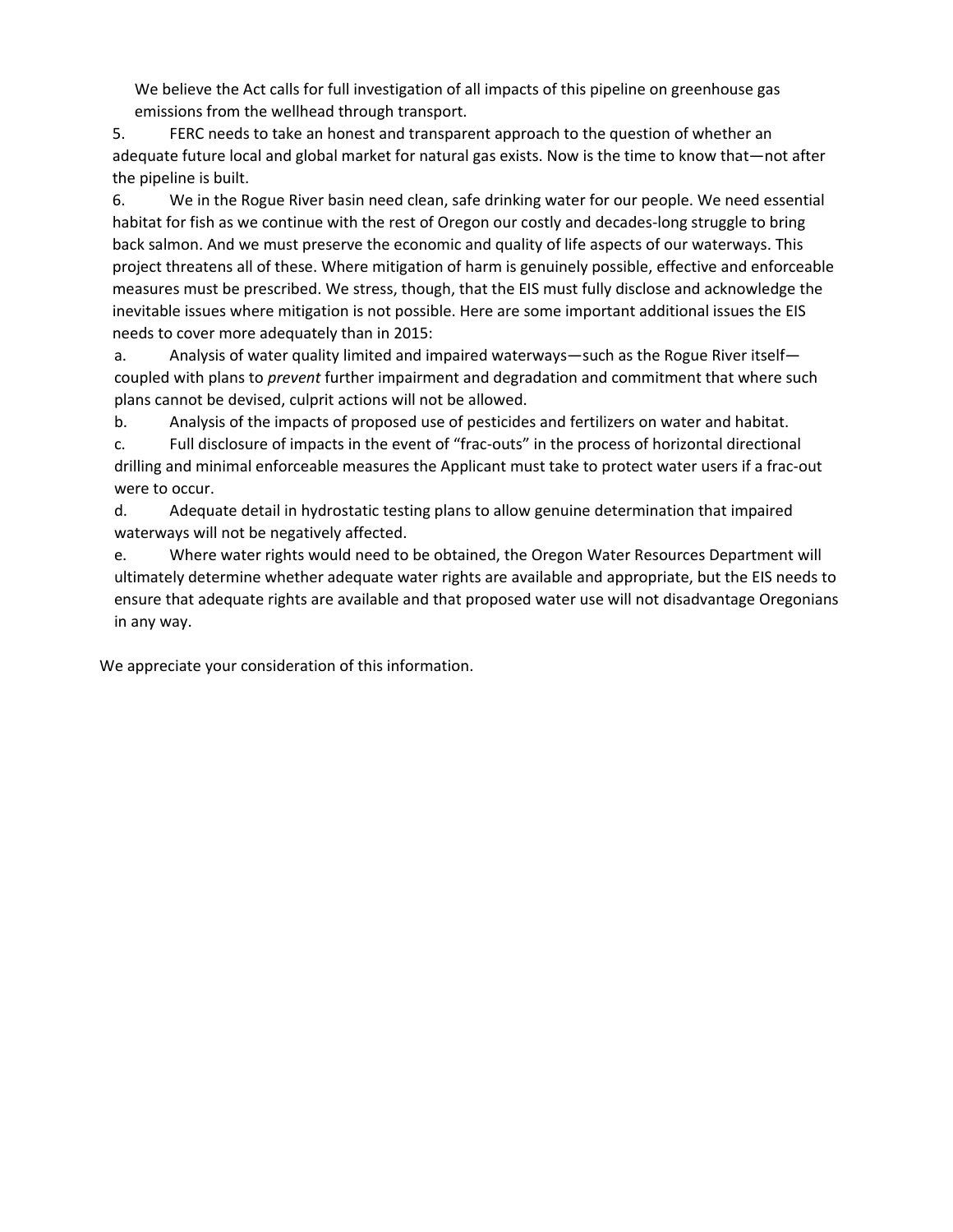We believe the Act calls for full investigation of all impacts of this pipeline on greenhouse gas emissions from the wellhead through transport.

5. FERC needs to take an honest and transparent approach to the question of whether an adequate future local and global market for natural gas exists. Now is the time to know that—not after the pipeline is built.

6. We in the Rogue River basin need clean, safe drinking water for our people. We need essential habitat for fish as we continue with the rest of Oregon our costly and decades-long struggle to bring back salmon. And we must preserve the economic and quality of life aspects of our waterways. This project threatens all of these. Where mitigation of harm is genuinely possible, effective and enforceable measures must be prescribed. We stress, though, that the EIS must fully disclose and acknowledge the inevitable issues where mitigation is not possible. Here are some important additional issues the EIS needs to cover more adequately than in 2015:

   a. Analysis of water quality limited and impaired waterways—such as the Rogue River itself—coupled with plans to *prevent* further impairment and degradation and commitment that where such plans cannot be devised, culprit actions will not be allowed.

   b. Analysis of the impacts of proposed use of pesticides and fertilizers on water and habitat.

   c. Full disclosure of impacts in the event of "frac-outs" in the process of horizontal directional drilling and minimal enforceable measures the Applicant must take to protect water users if a frac-out were to occur.

   d. Adequate detail in hydrostatic testing plans to allow genuine determination that impaired waterways will not be negatively affected.

   e. Where water rights would need to be obtained, the Oregon Water Resources Department will ultimately determine whether adequate water rights are available and appropriate, but the EIS needs to ensure that adequate rights are available and that proposed water use will not disadvantage Oregonians in any way.

We appreciate your consideration of this information.